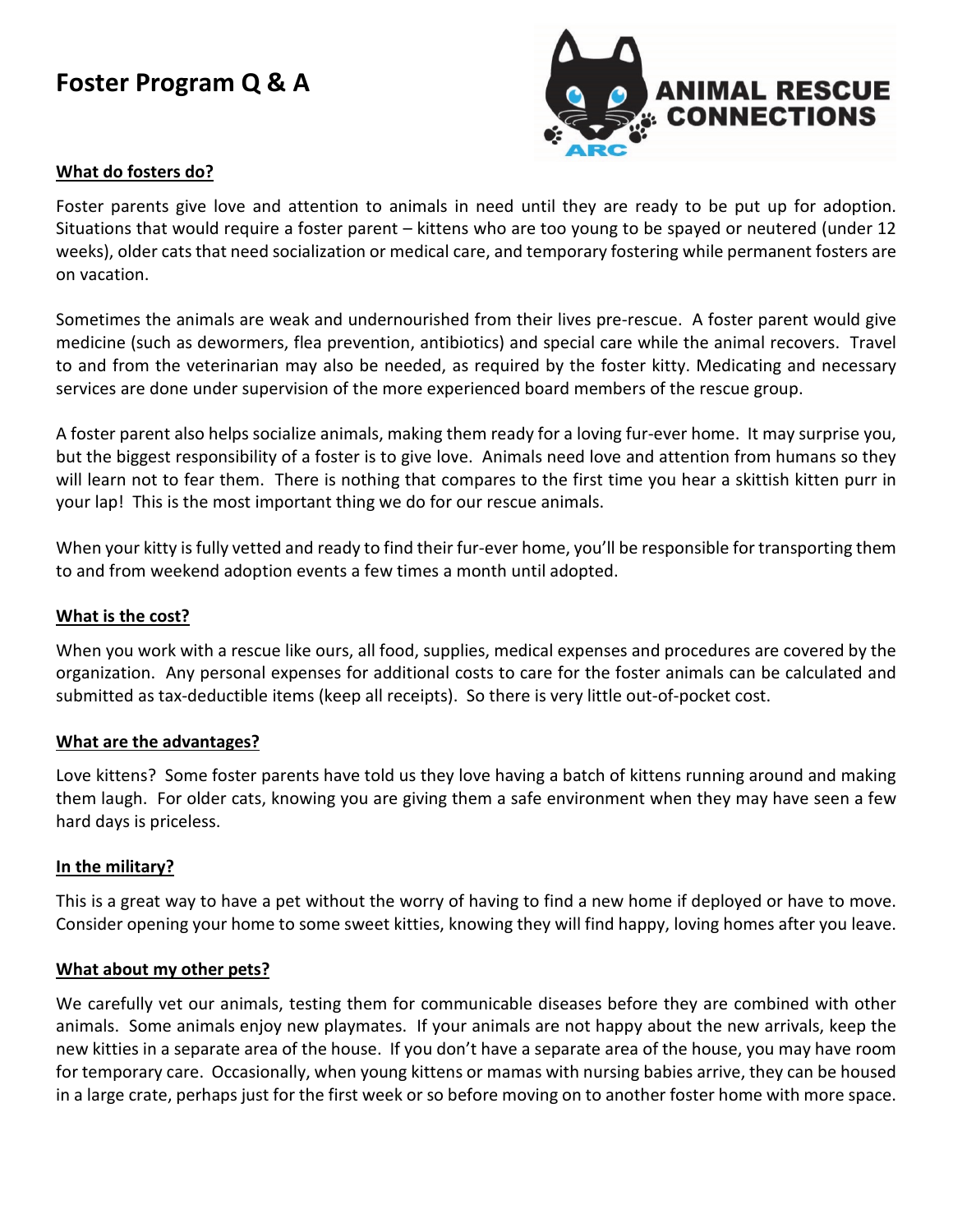# Foster Program Q & A

**What do fosters do?**

Foster parents give love and attention to animals in need until they are ready to be put up for adoption. Situations that would require a foster parent – kittens who are too young to be spayed or neutered (under 12 weeks), older cats that need socialization or medical care, and temporary fostering while permanent fosters are on vacation.

Sometimes the animals are weak and undernourished from their lives pre-rescue. A foster parent would give medicine (such as dewormers, flea prevention, antibiotics) and special care while the animal recovers. Travel to and from the veterinarian may also be needed, as required by the foster kitty. Medicating and necessary services are done under supervision of the more experienced board members of the rescue group.

A foster parent also helps socialize animals, making them ready for a loving fur-ever home. It may surprise you, but the biggest responsibility of a foster is to give love. Animals need love and attention from humans so they will learn not to fear them. There is nothing that compares to the first time you hear a skittish kitten purr in your lap! This is the most important thing we do for our rescue animals.

When your kitty is fully vetted and ready to find their fur-ever home, you'll be responsible for transporting them to and from weekend adoption events a few times a month until adopted.

**What is the cost?**

When you work with a rescue like ours, all food, supplies, medical expenses and procedures are covered by the organization. Any personal expenses for additional costs to care for the foster animals can be calculated and submitted as tax-deductible items (keep all receipts). So there is very little out-of-pocket cost.

**What are the advantages?**

Love kittens? Some foster parents have told us they love having a batch of kittens running around and making them laugh. For older cats, knowing you are giving them a safe environment when they may have seen a few hard days is priceless.

**In the military?**

This is a great way to have a pet without the worry of having to find a new home if deployed or have to move. Consider opening your home to some sweet kitties, knowing they will find happy, loving homes after you leave.

**What about my other pets?**

We carefully vet our animals, testing them for communicable diseases before they are combined with other animals. Some animals enjoy new playmates. If your animals are not happy about the new arrivals, keep the new kitties in a separate area of the house. If you don't have a separate area of the house, you may have room for temporary care. Occasionally, when young kittens or mamas with nursing babies arrive, they can be housed in a large crate, perhaps just for the first week or so before moving on to another foster home with more space.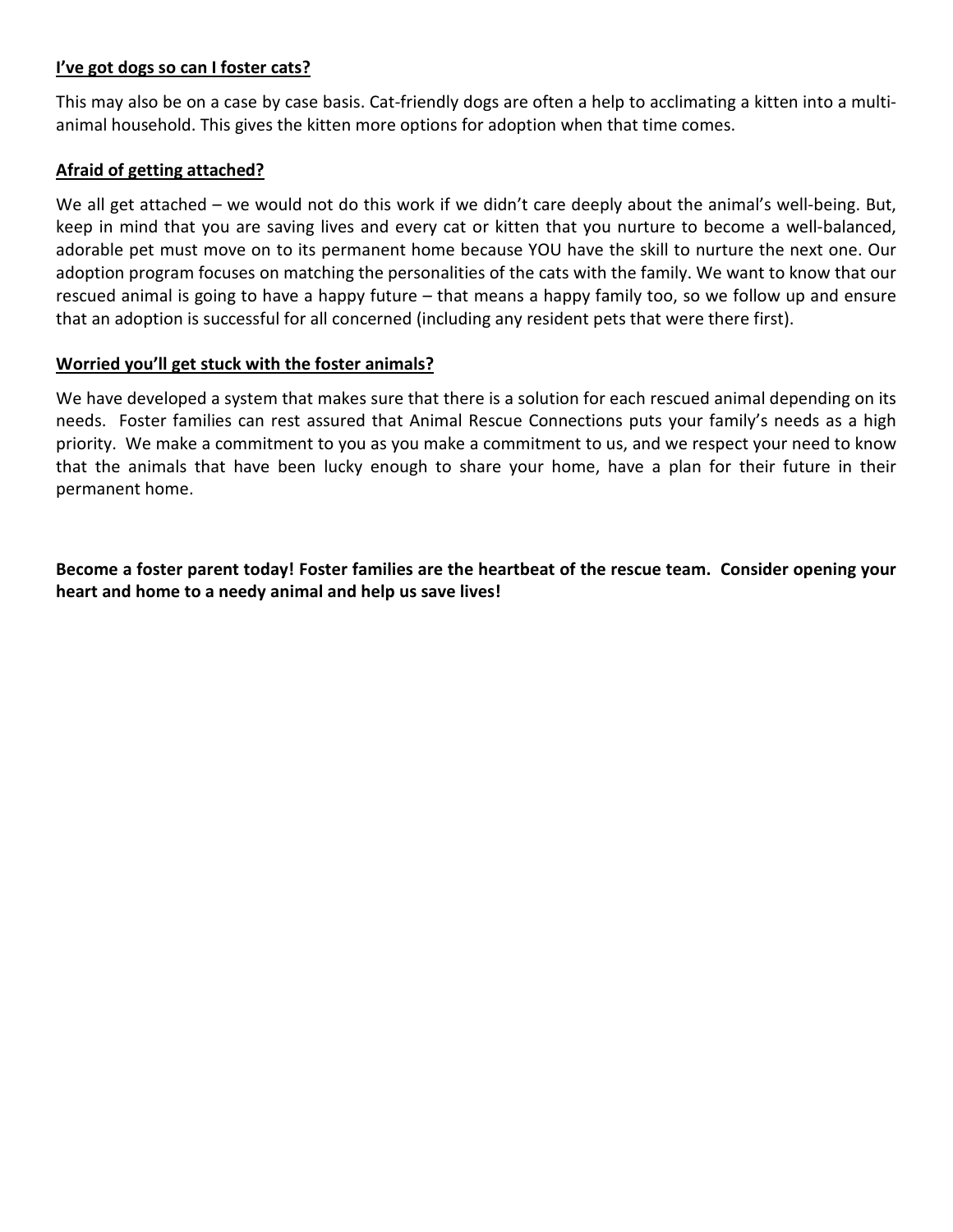**<u>I've got dogs so can I foster cats?</u>**

This may also be on a case by case basis. Cat-friendly dogs are often a help to acclimating a kitten into a multi-animal household. This gives the kitten more options for adoption when that time comes.

**<u>Afraid of getting attached?</u>**

We all get attached – we would not do this work if we didn't care deeply about the animal's well-being. But, keep in mind that you are saving lives and every cat or kitten that you nurture to become a well-balanced, adorable pet must move on to its permanent home because YOU have the skill to nurture the next one. Our adoption program focuses on matching the personalities of the cats with the family. We want to know that our rescued animal is going to have a happy future – that means a happy family too, so we follow up and ensure that an adoption is successful for all concerned (including any resident pets that were there first).

**<u>Worried you'll get stuck with the foster animals?</u>**

We have developed a system that makes sure that there is a solution for each rescued animal depending on its needs. Foster families can rest assured that Animal Rescue Connections puts your family's needs as a high priority. We make a commitment to you as you make a commitment to us, and we respect your need to know that the animals that have been lucky enough to share your home, have a plan for their future in their permanent home.

**Become a foster parent today! Foster families are the heartbeat of the rescue team. Consider opening your heart and home to a needy animal and help us save lives!**